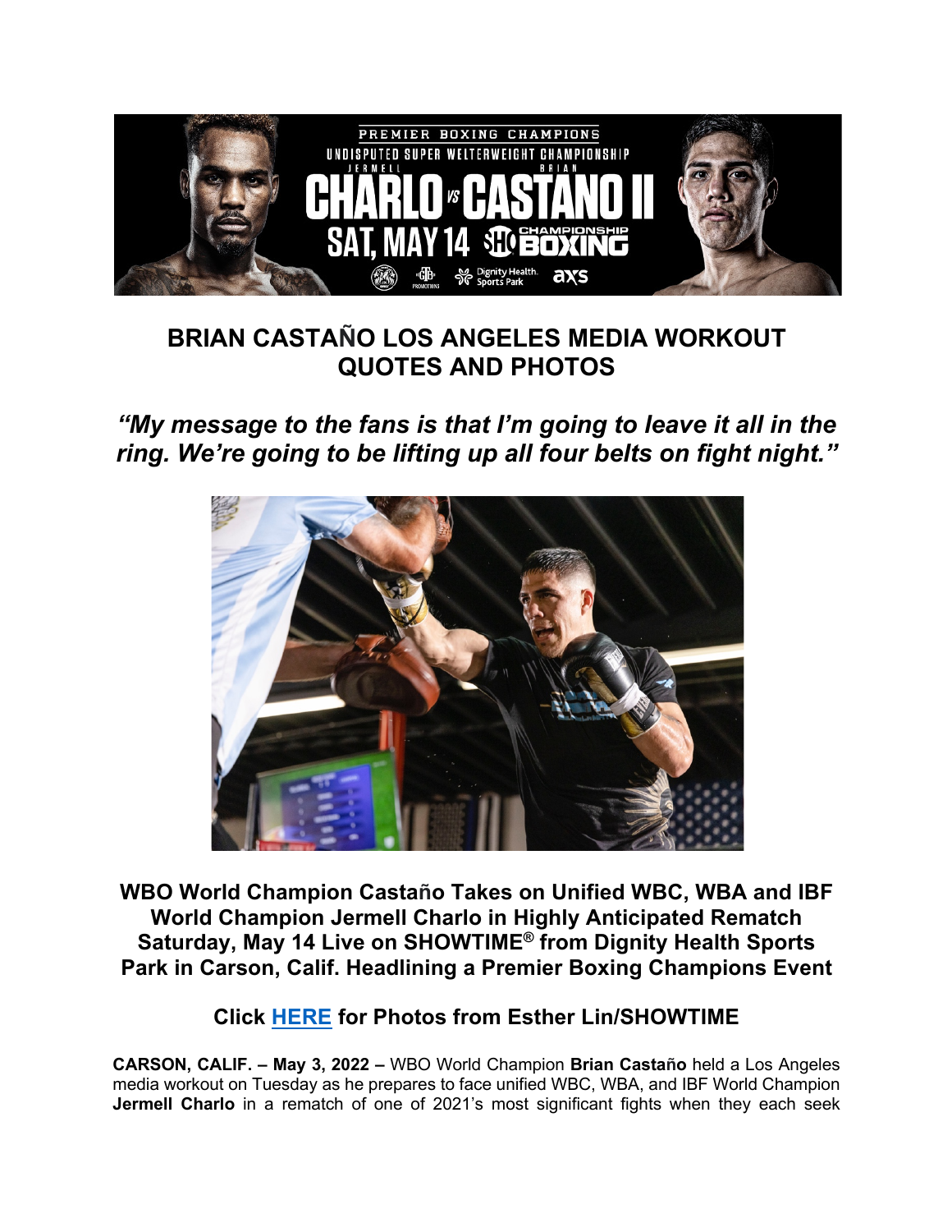# BRIAN CASTAÑO LOS ANGELES MEDIA WORKOUT QUOTES AND PHOTOS

## *"My message to the fans is that I'm going to leave it all in the ring. We're going to be lifting up all four belts on fight night."*

### WBO World Champion Castaño Takes on Unified WBC, WBA and IBF World Champion Jermell Charlo in Highly Anticipated Rematch Saturday, May 14 Live on SHOWTIME® from Dignity Health Sports Park in Carson, Calif. Headlining a Premier Boxing Champions Event

### Click HERE for Photos from Esther Lin/SHOWTIME

**CARSON, CALIF. – May 3, 2022 –** WBO World Champion **Brian Castaño** held a Los Angeles media workout on Tuesday as he prepares to face unified WBC, WBA, and IBF World Champion **Jermell Charlo** in a rematch of one of 2021's most significant fights when they each seek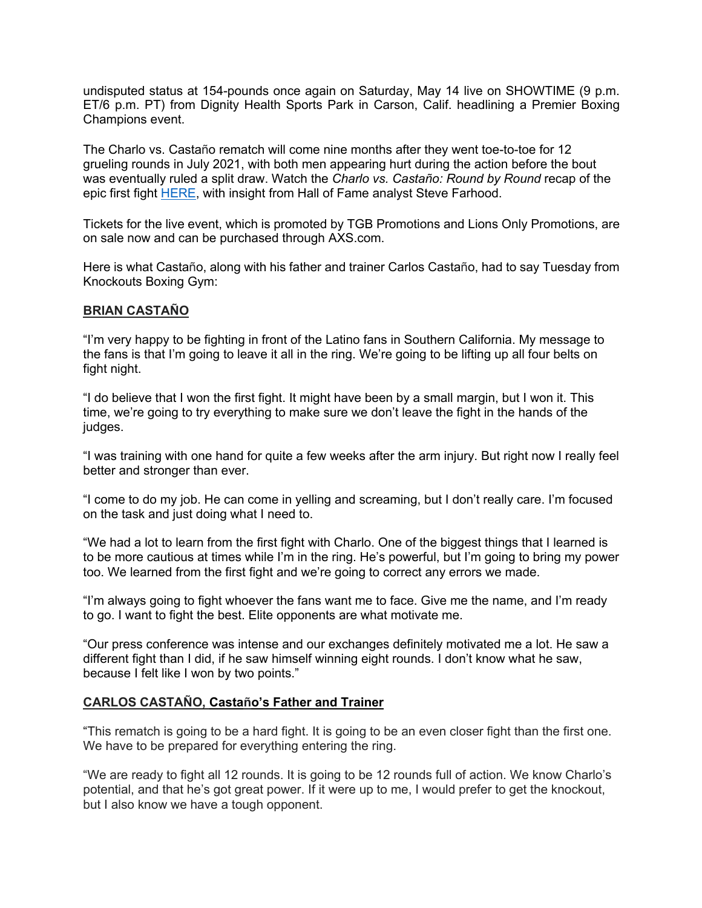undisputed status at 154-pounds once again on Saturday, May 14 live on SHOWTIME (9 p.m. ET/6 p.m. PT) from Dignity Health Sports Park in Carson, Calif. headlining a Premier Boxing Champions event.

The Charlo vs. Castaño rematch will come nine months after they went toe-to-toe for 12 grueling rounds in July 2021, with both men appearing hurt during the action before the bout was eventually ruled a split draw. Watch the *Charlo vs. Castaño: Round by Round* recap of the epic first fight HERE, with insight from Hall of Fame analyst Steve Farhood.

Tickets for the live event, which is promoted by TGB Promotions and Lions Only Promotions, are on sale now and can be purchased through AXS.com.

Here is what Castaño, along with his father and trainer Carlos Castaño, had to say Tuesday from Knockouts Boxing Gym:

**BRIAN CASTAÑO**

"I'm very happy to be fighting in front of the Latino fans in Southern California. My message to the fans is that I'm going to leave it all in the ring. We're going to be lifting up all four belts on fight night.

"I do believe that I won the first fight. It might have been by a small margin, but I won it. This time, we're going to try everything to make sure we don't leave the fight in the hands of the judges.

"I was training with one hand for quite a few weeks after the arm injury. But right now I really feel better and stronger than ever.

"I come to do my job. He can come in yelling and screaming, but I don't really care. I'm focused on the task and just doing what I need to.

"We had a lot to learn from the first fight with Charlo. One of the biggest things that I learned is to be more cautious at times while I'm in the ring. He's powerful, but I'm going to bring my power too. We learned from the first fight and we're going to correct any errors we made.

"I'm always going to fight whoever the fans want me to face. Give me the name, and I'm ready to go. I want to fight the best. Elite opponents are what motivate me.

"Our press conference was intense and our exchanges definitely motivated me a lot. He saw a different fight than I did, if he saw himself winning eight rounds. I don't know what he saw, because I felt like I won by two points."

**CARLOS CASTAÑO, Castaño's Father and Trainer**

"This rematch is going to be a hard fight. It is going to be an even closer fight than the first one. We have to be prepared for everything entering the ring.

"We are ready to fight all 12 rounds. It is going to be 12 rounds full of action. We know Charlo's potential, and that he's got great power. If it were up to me, I would prefer to get the knockout, but I also know we have a tough opponent.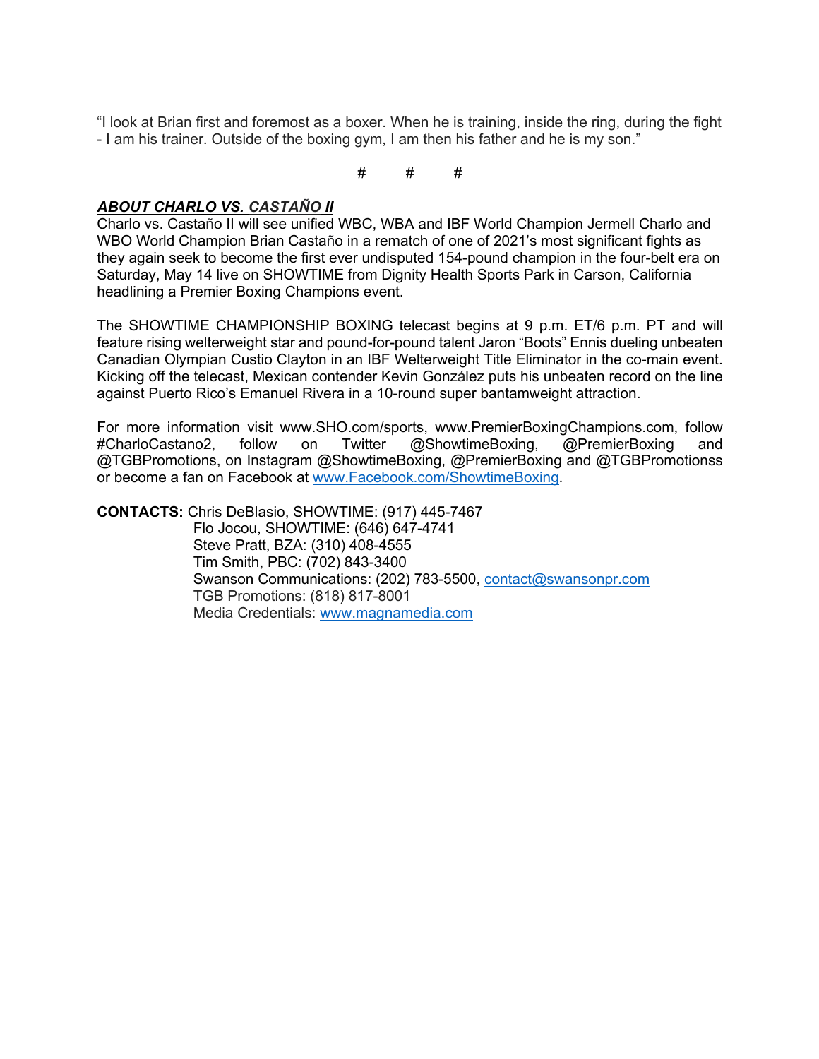"I look at Brian first and foremost as a boxer. When he is training, inside the ring, during the fight - I am his trainer. Outside of the boxing gym, I am then his father and he is my son."

# # #

***ABOUT CHARLO VS. CASTAÑO II***

Charlo vs. Castaño II will see unified WBC, WBA and IBF World Champion Jermell Charlo and WBO World Champion Brian Castaño in a rematch of one of 2021's most significant fights as they again seek to become the first ever undisputed 154-pound champion in the four-belt era on Saturday, May 14 live on SHOWTIME from Dignity Health Sports Park in Carson, California headlining a Premier Boxing Champions event.

The SHOWTIME CHAMPIONSHIP BOXING telecast begins at 9 p.m. ET/6 p.m. PT and will feature rising welterweight star and pound-for-pound talent Jaron "Boots" Ennis dueling unbeaten Canadian Olympian Custio Clayton in an IBF Welterweight Title Eliminator in the co-main event. Kicking off the telecast, Mexican contender Kevin González puts his unbeaten record on the line against Puerto Rico's Emanuel Rivera in a 10-round super bantamweight attraction.

For more information visit www.SHO.com/sports, www.PremierBoxingChampions.com, follow #CharloCastano2, follow on Twitter @ShowtimeBoxing, @PremierBoxing and @TGBPromotions, on Instagram @ShowtimeBoxing, @PremierBoxing and @TGBPromotionss or become a fan on Facebook at www.Facebook.com/ShowtimeBoxing.

**CONTACTS:** Chris DeBlasio, SHOWTIME: (917) 445-7467
Flo Jocou, SHOWTIME: (646) 647-4741
Steve Pratt, BZA: (310) 408-4555
Tim Smith, PBC: (702) 843-3400
Swanson Communications: (202) 783-5500, contact@swansonpr.com
TGB Promotions: (818) 817-8001
Media Credentials: www.magnamedia.com